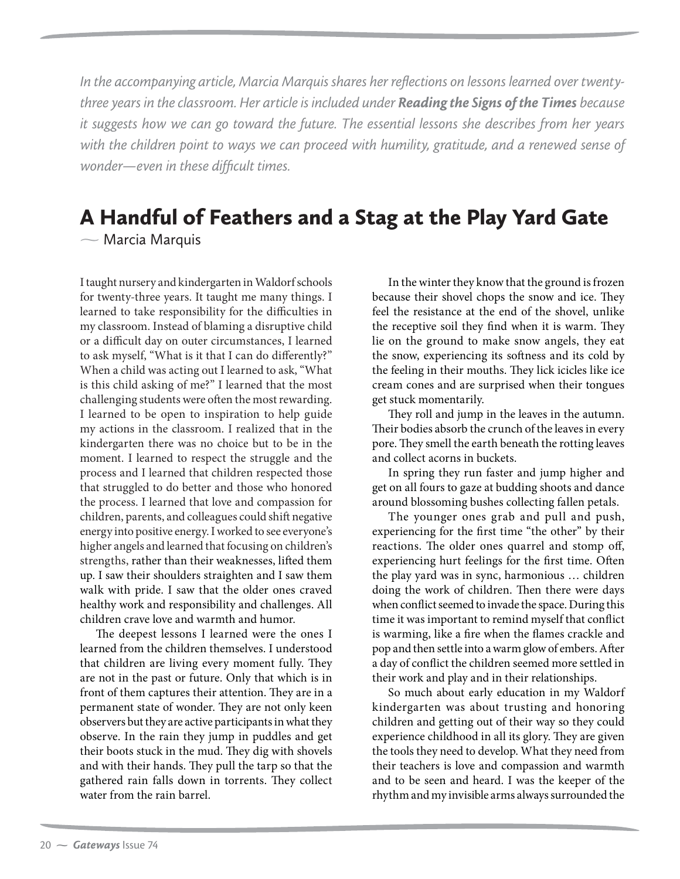*In the accompanying article, Marcia Marquis shares her reflections on lessons learned over twenty-three years in the classroom. Her article is included under* ***Reading the Signs of the Times*** *because it suggests how we can go toward the future. The essential lessons she describes from her years with the children point to ways we can proceed with humility, gratitude, and a renewed sense of wonder—even in these difficult times.*

# A Handful of Feathers and a Stag at the Play Yard Gate

— Marcia Marquis

I taught nursery and kindergarten in Waldorf schools for twenty-three years. It taught me many things. I learned to take responsibility for the difficulties in my classroom. Instead of blaming a disruptive child or a difficult day on outer circumstances, I learned to ask myself, "What is it that I can do differently?" When a child was acting out I learned to ask, "What is this child asking of me?" I learned that the most challenging students were often the most rewarding. I learned to be open to inspiration to help guide my actions in the classroom. I realized that in the kindergarten there was no choice but to be in the moment. I learned to respect the struggle and the process and I learned that children respected those that struggled to do better and those who honored the process. I learned that love and compassion for children, parents, and colleagues could shift negative energy into positive energy. I worked to see everyone's higher angels and learned that focusing on children's strengths, rather than their weaknesses, lifted them up. I saw their shoulders straighten and I saw them walk with pride. I saw that the older ones craved healthy work and responsibility and challenges. All children crave love and warmth and humor.

The deepest lessons I learned were the ones I learned from the children themselves. I understood that children are living every moment fully. They are not in the past or future. Only that which is in front of them captures their attention. They are in a permanent state of wonder. They are not only keen observers but they are active participants in what they observe. In the rain they jump in puddles and get their boots stuck in the mud. They dig with shovels and with their hands. They pull the tarp so that the gathered rain falls down in torrents. They collect water from the rain barrel.

In the winter they know that the ground is frozen because their shovel chops the snow and ice. They feel the resistance at the end of the shovel, unlike the receptive soil they find when it is warm. They lie on the ground to make snow angels, they eat the snow, experiencing its softness and its cold by the feeling in their mouths. They lick icicles like ice cream cones and are surprised when their tongues get stuck momentarily.

They roll and jump in the leaves in the autumn. Their bodies absorb the crunch of the leaves in every pore. They smell the earth beneath the rotting leaves and collect acorns in buckets.

In spring they run faster and jump higher and get on all fours to gaze at budding shoots and dance around blossoming bushes collecting fallen petals.

The younger ones grab and pull and push, experiencing for the first time "the other" by their reactions. The older ones quarrel and stomp off, experiencing hurt feelings for the first time. Often the play yard was in sync, harmonious … children doing the work of children. Then there were days when conflict seemed to invade the space. During this time it was important to remind myself that conflict is warming, like a fire when the flames crackle and pop and then settle into a warm glow of embers. After a day of conflict the children seemed more settled in their work and play and in their relationships.

So much about early education in my Waldorf kindergarten was about trusting and honoring children and getting out of their way so they could experience childhood in all its glory. They are given the tools they need to develop. What they need from their teachers is love and compassion and warmth and to be seen and heard. I was the keeper of the rhythm and my invisible arms always surrounded the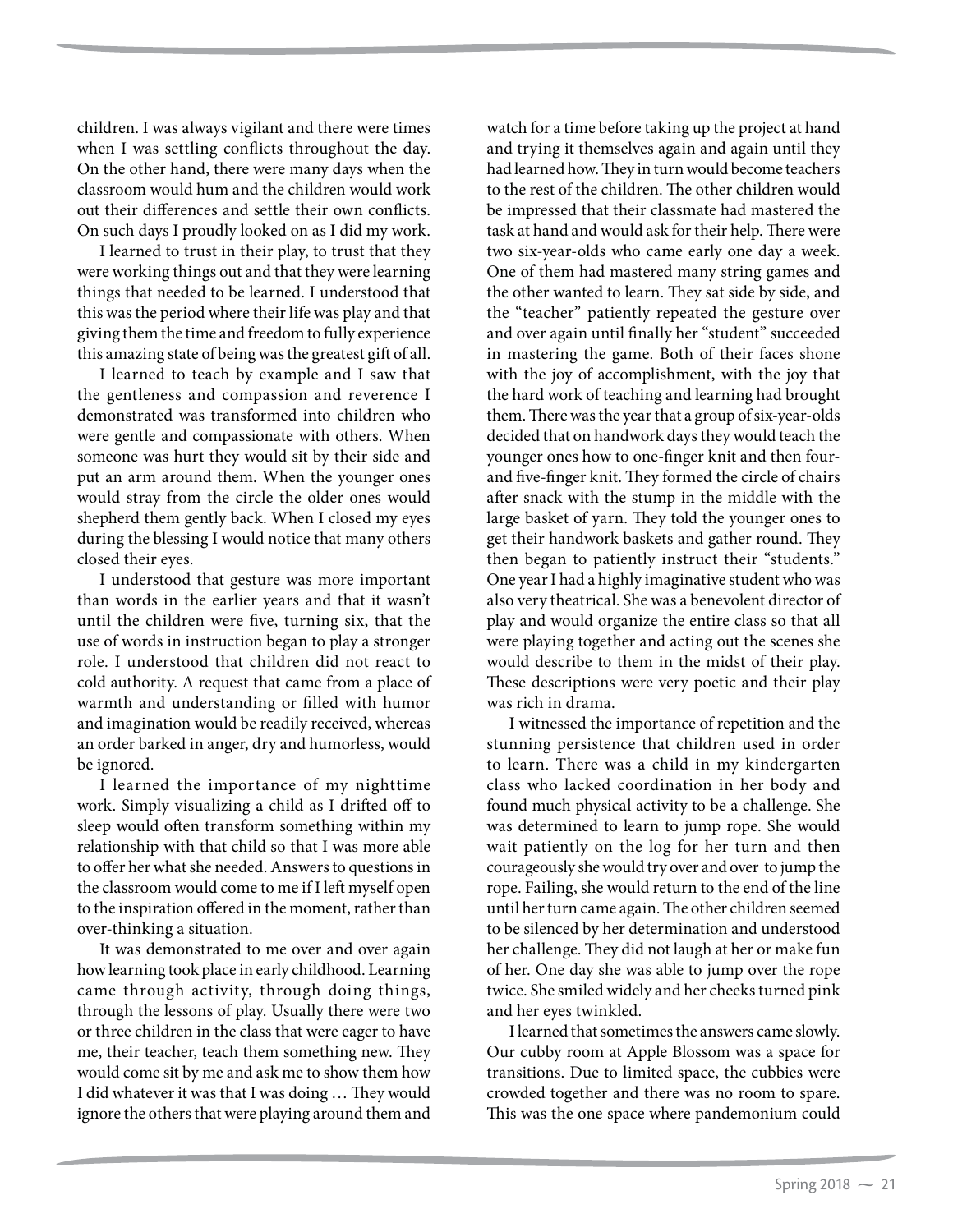children. I was always vigilant and there were times when I was settling conflicts throughout the day. On the other hand, there were many days when the classroom would hum and the children would work out their differences and settle their own conflicts. On such days I proudly looked on as I did my work.

I learned to trust in their play, to trust that they were working things out and that they were learning things that needed to be learned. I understood that this was the period where their life was play and that giving them the time and freedom to fully experience this amazing state of being was the greatest gift of all.

I learned to teach by example and I saw that the gentleness and compassion and reverence I demonstrated was transformed into children who were gentle and compassionate with others. When someone was hurt they would sit by their side and put an arm around them. When the younger ones would stray from the circle the older ones would shepherd them gently back. When I closed my eyes during the blessing I would notice that many others closed their eyes.

I understood that gesture was more important than words in the earlier years and that it wasn't until the children were five, turning six, that the use of words in instruction began to play a stronger role. I understood that children did not react to cold authority. A request that came from a place of warmth and understanding or filled with humor and imagination would be readily received, whereas an order barked in anger, dry and humorless, would be ignored.

I learned the importance of my nighttime work. Simply visualizing a child as I drifted off to sleep would often transform something within my relationship with that child so that I was more able to offer her what she needed. Answers to questions in the classroom would come to me if I left myself open to the inspiration offered in the moment, rather than over-thinking a situation.

It was demonstrated to me over and over again how learning took place in early childhood. Learning came through activity, through doing things, through the lessons of play. Usually there were two or three children in the class that were eager to have me, their teacher, teach them something new. They would come sit by me and ask me to show them how I did whatever it was that I was doing … They would ignore the others that were playing around them and watch for a time before taking up the project at hand and trying it themselves again and again until they had learned how. They in turn would become teachers to the rest of the children. The other children would be impressed that their classmate had mastered the task at hand and would ask for their help. There were two six-year-olds who came early one day a week. One of them had mastered many string games and the other wanted to learn. They sat side by side, and the "teacher" patiently repeated the gesture over and over again until finally her "student" succeeded in mastering the game. Both of their faces shone with the joy of accomplishment, with the joy that the hard work of teaching and learning had brought them. There was the year that a group of six-year-olds decided that on handwork days they would teach the younger ones how to one-finger knit and then four- and five-finger knit. They formed the circle of chairs after snack with the stump in the middle with the large basket of yarn. They told the younger ones to get their handwork baskets and gather round. They then began to patiently instruct their "students." One year I had a highly imaginative student who was also very theatrical. She was a benevolent director of play and would organize the entire class so that all were playing together and acting out the scenes she would describe to them in the midst of their play. These descriptions were very poetic and their play was rich in drama.

I witnessed the importance of repetition and the stunning persistence that children used in order to learn. There was a child in my kindergarten class who lacked coordination in her body and found much physical activity to be a challenge. She was determined to learn to jump rope. She would wait patiently on the log for her turn and then courageously she would try over and over to jump the rope. Failing, she would return to the end of the line until her turn came again. The other children seemed to be silenced by her determination and understood her challenge. They did not laugh at her or make fun of her. One day she was able to jump over the rope twice. She smiled widely and her cheeks turned pink and her eyes twinkled.

I learned that sometimes the answers came slowly. Our cubby room at Apple Blossom was a space for transitions. Due to limited space, the cubbies were crowded together and there was no room to spare. This was the one space where pandemonium could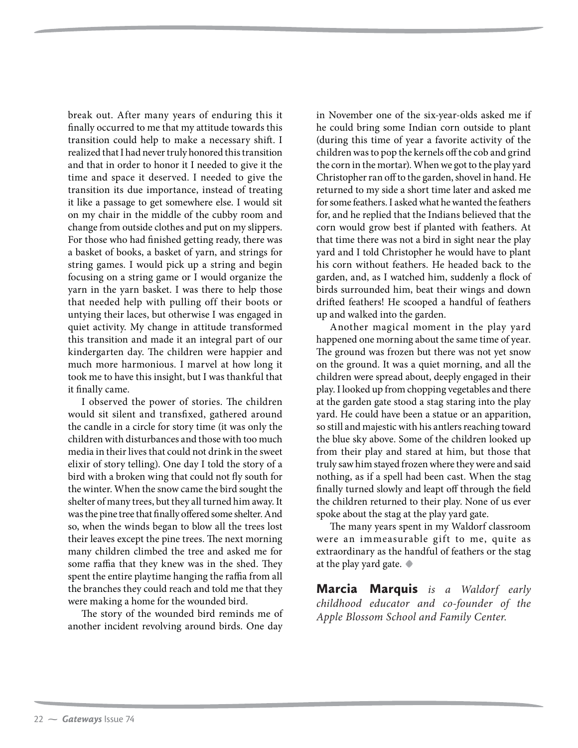break out. After many years of enduring this it finally occurred to me that my attitude towards this transition could help to make a necessary shift. I realized that I had never truly honored this transition and that in order to honor it I needed to give it the time and space it deserved. I needed to give the transition its due importance, instead of treating it like a passage to get somewhere else. I would sit on my chair in the middle of the cubby room and change from outside clothes and put on my slippers. For those who had finished getting ready, there was a basket of books, a basket of yarn, and strings for string games. I would pick up a string and begin focusing on a string game or I would organize the yarn in the yarn basket. I was there to help those that needed help with pulling off their boots or untying their laces, but otherwise I was engaged in quiet activity. My change in attitude transformed this transition and made it an integral part of our kindergarten day. The children were happier and much more harmonious. I marvel at how long it took me to have this insight, but I was thankful that it finally came.

I observed the power of stories. The children would sit silent and transfixed, gathered around the candle in a circle for story time (it was only the children with disturbances and those with too much media in their lives that could not drink in the sweet elixir of story telling). One day I told the story of a bird with a broken wing that could not fly south for the winter. When the snow came the bird sought the shelter of many trees, but they all turned him away. It was the pine tree that finally offered some shelter. And so, when the winds began to blow all the trees lost their leaves except the pine trees. The next morning many children climbed the tree and asked me for some raffia that they knew was in the shed. They spent the entire playtime hanging the raffia from all the branches they could reach and told me that they were making a home for the wounded bird.

The story of the wounded bird reminds me of another incident revolving around birds. One day in November one of the six-year-olds asked me if he could bring some Indian corn outside to plant (during this time of year a favorite activity of the children was to pop the kernels off the cob and grind the corn in the mortar). When we got to the play yard Christopher ran off to the garden, shovel in hand. He returned to my side a short time later and asked me for some feathers. I asked what he wanted the feathers for, and he replied that the Indians believed that the corn would grow best if planted with feathers. At that time there was not a bird in sight near the play yard and I told Christopher he would have to plant his corn without feathers. He headed back to the garden, and, as I watched him, suddenly a flock of birds surrounded him, beat their wings and down drifted feathers! He scooped a handful of feathers up and walked into the garden.

Another magical moment in the play yard happened one morning about the same time of year. The ground was frozen but there was not yet snow on the ground. It was a quiet morning, and all the children were spread about, deeply engaged in their play. I looked up from chopping vegetables and there at the garden gate stood a stag staring into the play yard. He could have been a statue or an apparition, so still and majestic with his antlers reaching toward the blue sky above. Some of the children looked up from their play and stared at him, but those that truly saw him stayed frozen where they were and said nothing, as if a spell had been cast. When the stag finally turned slowly and leapt off through the field the children returned to their play. None of us ever spoke about the stag at the play yard gate.

The many years spent in my Waldorf classroom were an immeasurable gift to me, quite as extraordinary as the handful of feathers or the stag at the play yard gate. ◆

**Marcia Marquis** *is a Waldorf early childhood educator and co-founder of the Apple Blossom School and Family Center.*